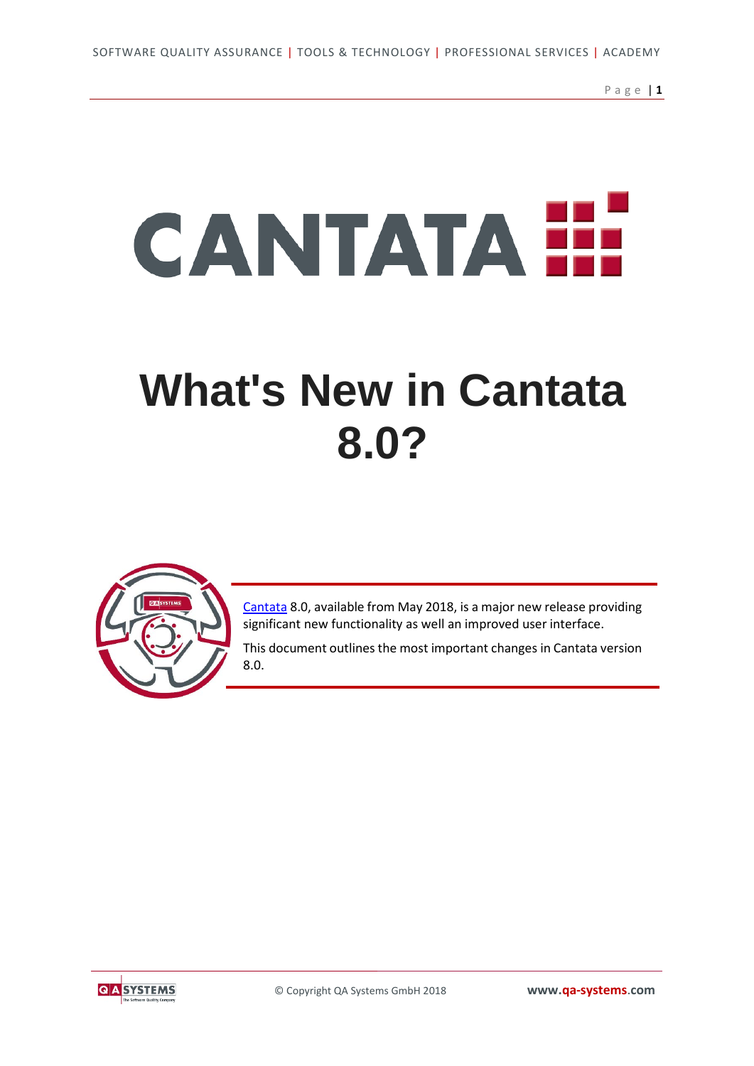# What's New in Cantata 8.0?

[Cantata](Cantata) 8.0, available from May 2018, is a major new release providing significant new functionality as well an improved user interface.

This document outlines the most important changes in Cantata version 8.0.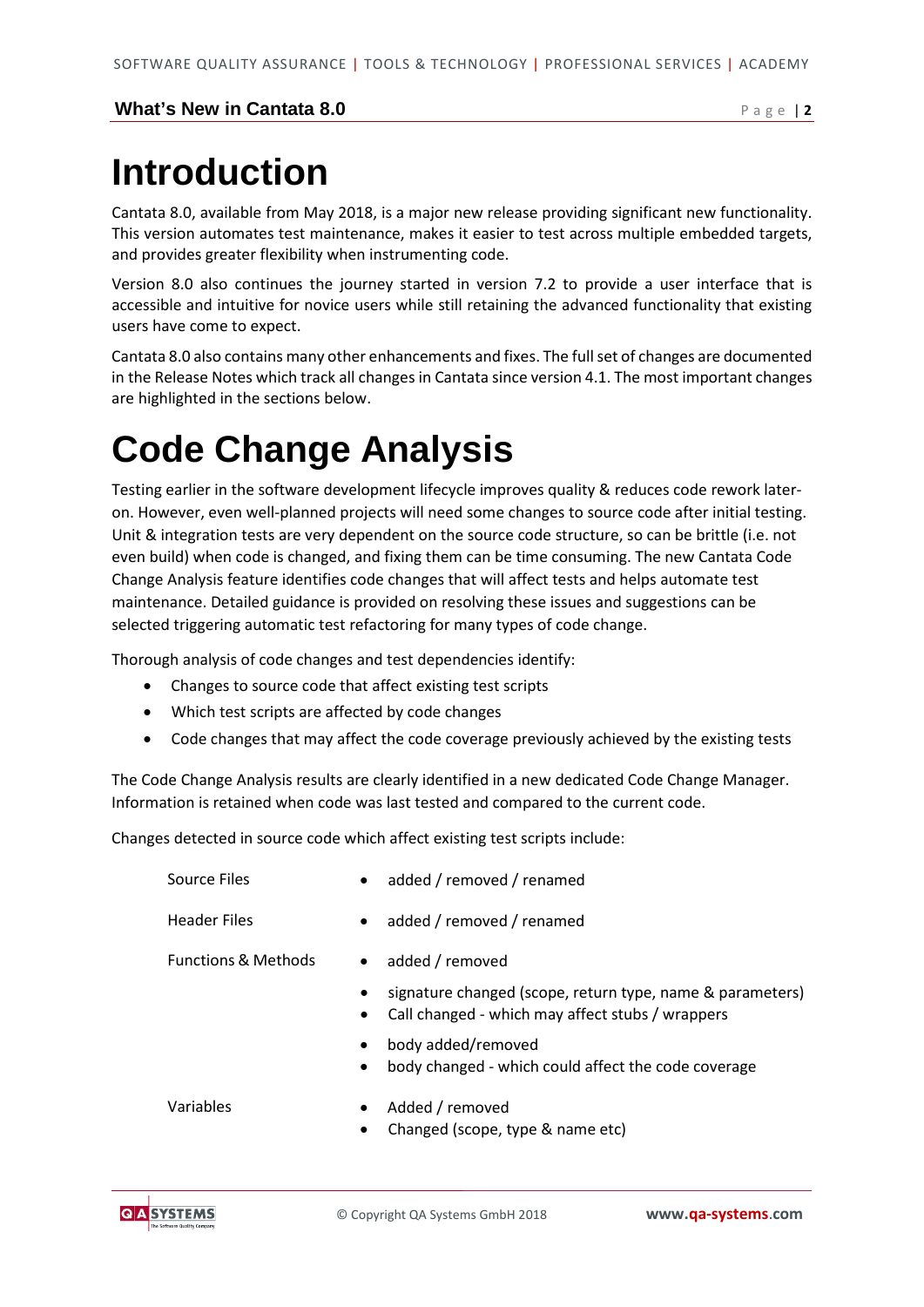# Introduction

Cantata 8.0, available from May 2018, is a major new release providing significant new functionality. This version automates test maintenance, makes it easier to test across multiple embedded targets, and provides greater flexibility when instrumenting code.

Version 8.0 also continues the journey started in version 7.2 to provide a user interface that is accessible and intuitive for novice users while still retaining the advanced functionality that existing users have come to expect.

Cantata 8.0 also contains many other enhancements and fixes. The full set of changes are documented in the Release Notes which track all changes in Cantata since version 4.1. The most important changes are highlighted in the sections below.

# Code Change Analysis

Testing earlier in the software development lifecycle improves quality & reduces code rework later-on. However, even well-planned projects will need some changes to source code after initial testing. Unit & integration tests are very dependent on the source code structure, so can be brittle (i.e. not even build) when code is changed, and fixing them can be time consuming. The new Cantata Code Change Analysis feature identifies code changes that will affect tests and helps automate test maintenance. Detailed guidance is provided on resolving these issues and suggestions can be selected triggering automatic test refactoring for many types of code change.

Thorough analysis of code changes and test dependencies identify:

- Changes to source code that affect existing test scripts
- Which test scripts are affected by code changes
- Code changes that may affect the code coverage previously achieved by the existing tests

The Code Change Analysis results are clearly identified in a new dedicated Code Change Manager. Information is retained when code was last tested and compared to the current code.

Changes detected in source code which affect existing test scripts include:

| | |
|---|---|
| Source Files | • added / removed / renamed |
| Header Files | • added / removed / renamed |
| Functions & Methods | • added / removed<br>• signature changed (scope, return type, name & parameters)<br>• Call changed - which may affect stubs / wrappers<br>• body added/removed<br>• body changed - which could affect the code coverage |
| Variables | • Added / removed<br>• Changed (scope, type & name etc) |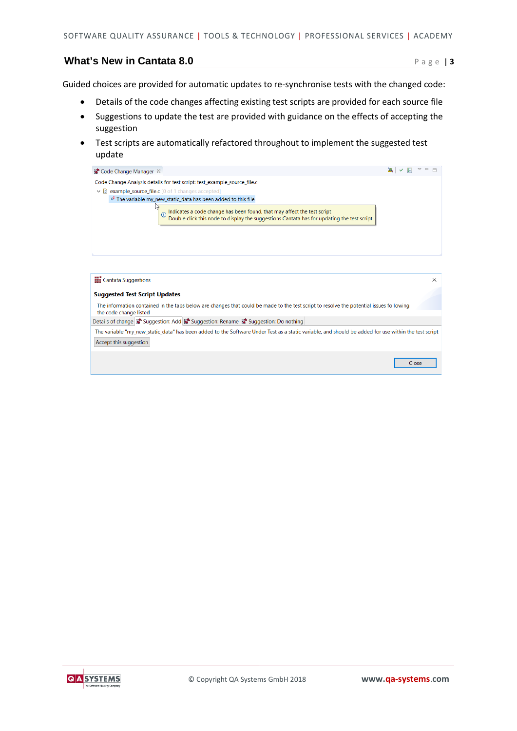Guided choices are provided for automatic updates to re-synchronise tests with the changed code:

- Details of the code changes affecting existing test scripts are provided for each source file
- Suggestions to update the test are provided with guidance on the effects of accepting the suggestion
- Test scripts are automatically refactored throughout to implement the suggested test update

Code Change Manager

Code Change Analysis details for test script: test_example_source_file.c

example_source_file.c [0 of 1 changes accepted]

The variable my_new_static_data has been added to this file

Indicates a code change has been found, that may affect the test script
Double click this node to display the suggestions Cantata has for updating the test script

Cantata Suggestions

**Suggested Test Script Updates**

The information contained in the tabs below are changes that could be made to the test script to resolve the potential issues following the code change listed

Details of change | Suggestion: Add | Suggestion: Rename | Suggestion: Do nothing

The variable "my_new_static_data" has been added to the Software Under Test as a static variable, and should be added for use within the test script

Accept this suggestion

Close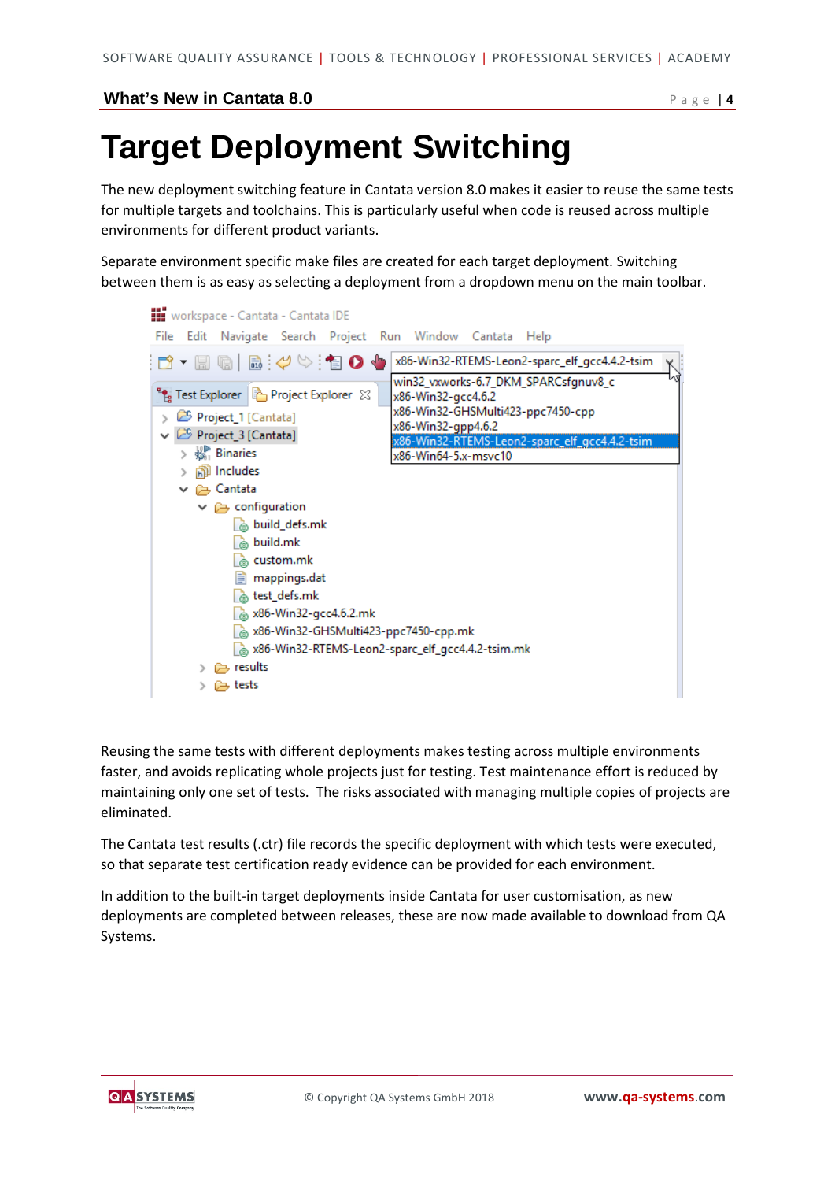# Target Deployment Switching

The new deployment switching feature in Cantata version 8.0 makes it easier to reuse the same tests for multiple targets and toolchains. This is particularly useful when code is reused across multiple environments for different product variants.

Separate environment specific make files are created for each target deployment. Switching between them is as easy as selecting a deployment from a dropdown menu on the main toolbar.

Reusing the same tests with different deployments makes testing across multiple environments faster, and avoids replicating whole projects just for testing. Test maintenance effort is reduced by maintaining only one set of tests. The risks associated with managing multiple copies of projects are eliminated.

The Cantata test results (.ctr) file records the specific deployment with which tests were executed, so that separate test certification ready evidence can be provided for each environment.

In addition to the built-in target deployments inside Cantata for user customisation, as new deployments are completed between releases, these are now made available to download from QA Systems.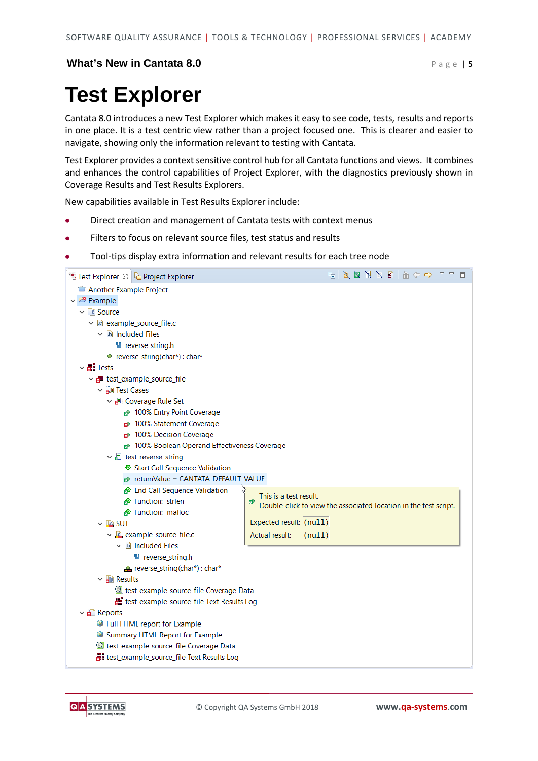# Test Explorer

Cantata 8.0 introduces a new Test Explorer which makes it easy to see code, tests, results and reports in one place. It is a test centric view rather than a project focused one. This is clearer and easier to navigate, showing only the information relevant to testing with Cantata.

Test Explorer provides a context sensitive control hub for all Cantata functions and views. It combines and enhances the control capabilities of Project Explorer, with the diagnostics previously shown in Coverage Results and Test Results Explorers.

New capabilities available in Test Results Explorer include:

- Direct creation and management of Cantata tests with context menus
- Filters to focus on relevant source files, test status and results
- Tool-tips display extra information and relevant results for each tree node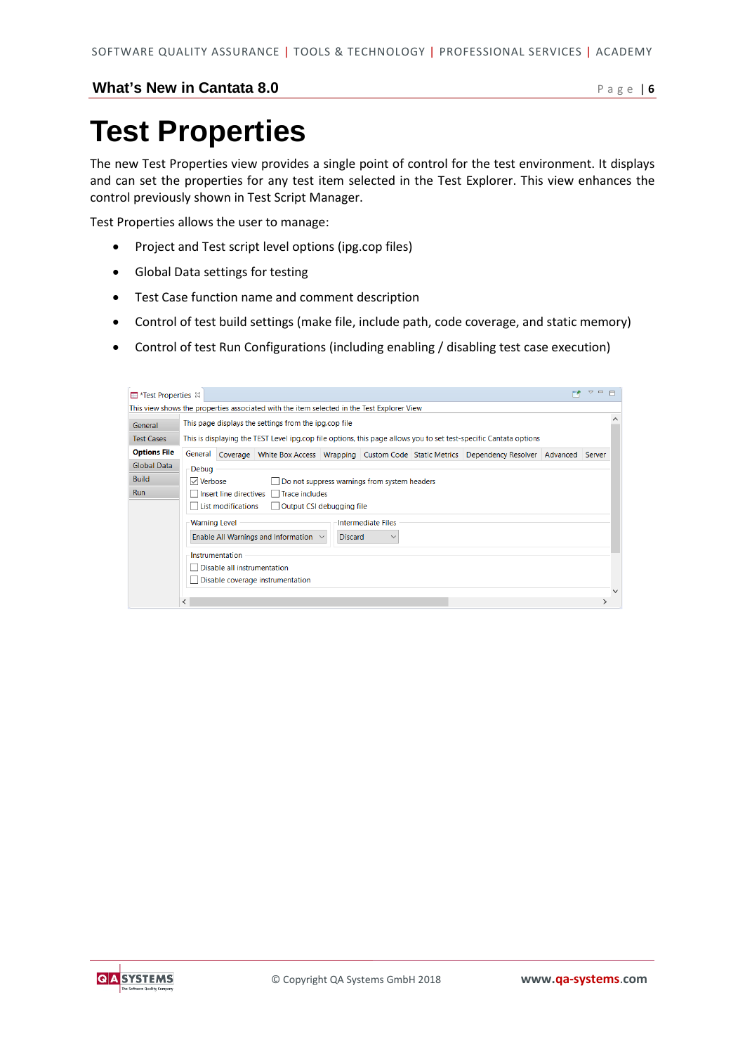# Test Properties

The new Test Properties view provides a single point of control for the test environment. It displays and can set the properties for any test item selected in the Test Explorer. This view enhances the control previously shown in Test Script Manager.

Test Properties allows the user to manage:

- Project and Test script level options (ipg.cop files)
- Global Data settings for testing
- Test Case function name and comment description
- Control of test build settings (make file, include path, code coverage, and static memory)
- Control of test Run Configurations (including enabling / disabling test case execution)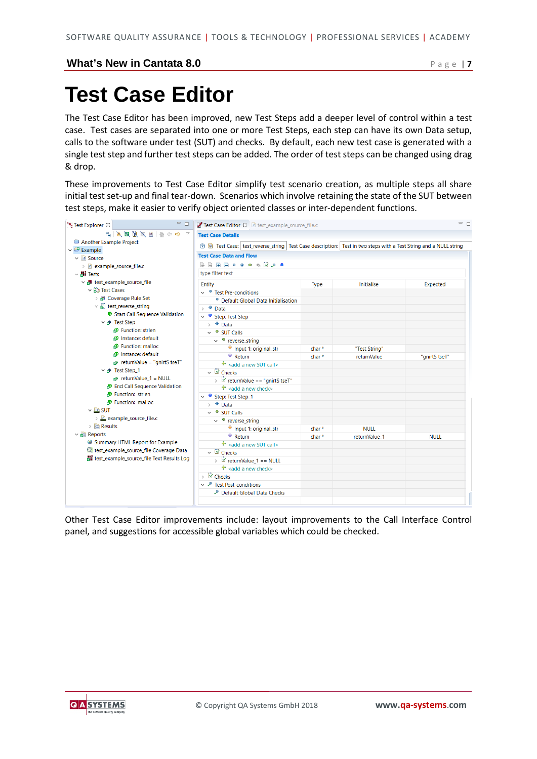# Test Case Editor

The Test Case Editor has been improved, new Test Steps add a deeper level of control within a test case. Test cases are separated into one or more Test Steps, each step can have its own Data setup, calls to the software under test (SUT) and checks. By default, each new test case is generated with a single test step and further test steps can be added. The order of test steps can be changed using drag & drop.

These improvements to Test Case Editor simplify test scenario creation, as multiple steps all share initial test set-up and final tear-down. Scenarios which involve retaining the state of the SUT between test steps, make it easier to verify object oriented classes or inter-dependent functions.

Other Test Case Editor improvements include: layout improvements to the Call Interface Control panel, and suggestions for accessible global variables which could be checked.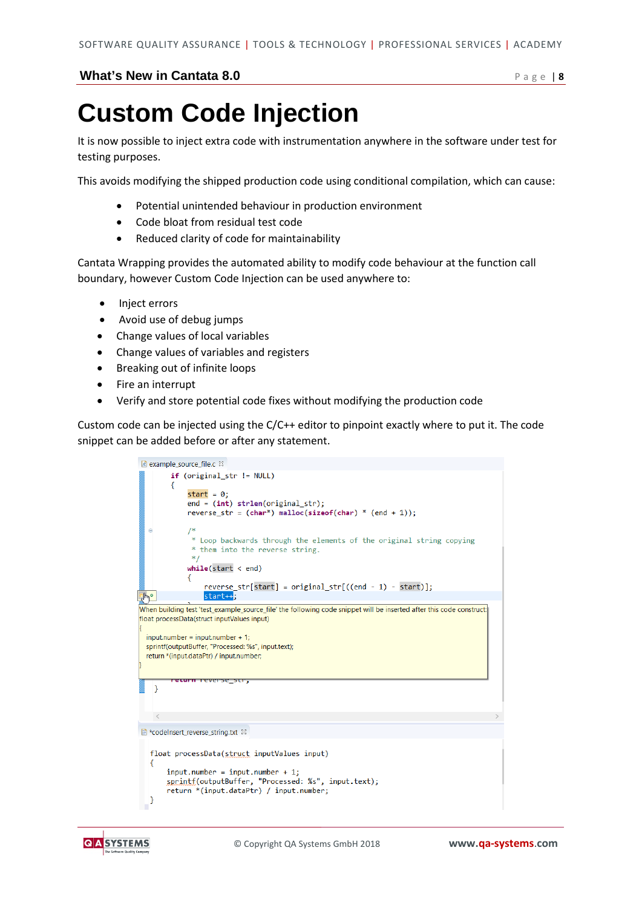# Custom Code Injection

It is now possible to inject extra code with instrumentation anywhere in the software under test for testing purposes.

This avoids modifying the shipped production code using conditional compilation, which can cause:

- Potential unintended behaviour in production environment
- Code bloat from residual test code
- Reduced clarity of code for maintainability

Cantata Wrapping provides the automated ability to modify code behaviour at the function call boundary, however Custom Code Injection can be used anywhere to:

- Inject errors
- Avoid use of debug jumps
- Change values of local variables
- Change values of variables and registers
- Breaking out of infinite loops
- Fire an interrupt
- Verify and store potential code fixes without modifying the production code

Custom code can be injected using the C/C++ editor to pinpoint exactly where to put it. The code snippet can be added before or after any statement.

example_source_file.c

```
if (original_str != NULL)
{
    start = 0;
    end = (int) strlen(original_str);
    reverse_str = (char*) malloc(sizeof(char) * (end + 1));

    /*
     * Loop backwards through the elements of the original string copying
     * them into the reverse string.
     */
    while(start < end)
    {
        reverse_str[start] = original_str[((end - 1) - start)];
        start++;
```

When building test 'test_example_source_file' the following code snippet will be inserted after this code construct:

```
float processData(struct inputValues input)
{
    input.number = input.number + 1;
    sprintf(outputBuffer, "Processed: %s", input.text);
    return *(input.dataPtr) / input.number;
}
```

```
    return reverse_str;
}
```

*codeInsert_reverse_string.txt

```
float processData(struct inputValues input)
{
    input.number = input.number + 1;
    sprintf(outputBuffer, "Processed: %s", input.text);
    return *(input.dataPtr) / input.number;
}
```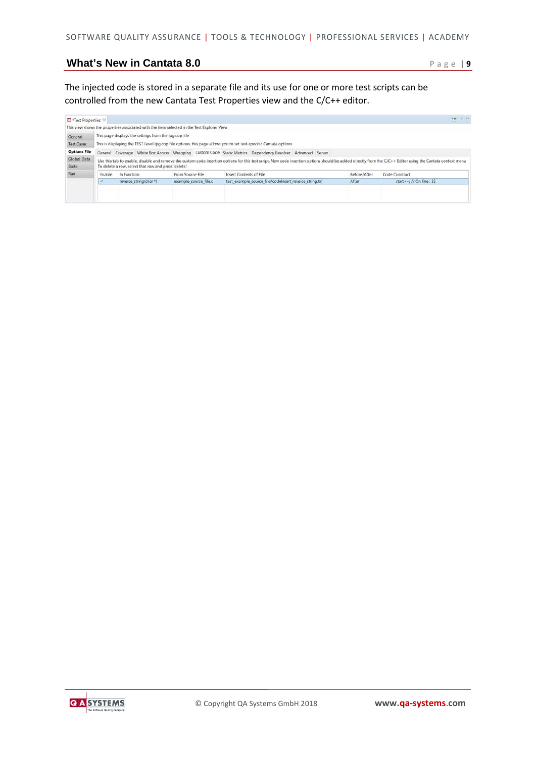The injected code is stored in a separate file and its use for one or more test scripts can be controlled from the new Cantata Test Properties view and the C/C++ editor.

*Test Properties

This view shows the properties associated with the item selected in the Test Explorer View

General | Test Cases | Options File | Global Data | Build | Run

This page displays the settings from the ipg.cop file

This is displaying the TEST Level ipg.cop file options, this page allows you to set test-specific Cantata options

General | Coverage | White Box Access | Wrapping | Custom Code | Static Metrics | Dependency Resolver | Advanced | Server

Use this tab to enable, disable and remove the custom code insertion options for this test script. New code insertion options should be added directly from the C/C++ Editor using the Cantata context menu

To delete a row, select that row and press 'delete'.

| Enable | In Function | From Source File | Insert Contents of File | Before/After | Code Construct |
|---|---|---|---|---|---|
| ✓ | reverse_string(char *) | example_source_file.c | test_example_source_file/codeInsert_reverse_string.txt | After | start++; // On line : 35 |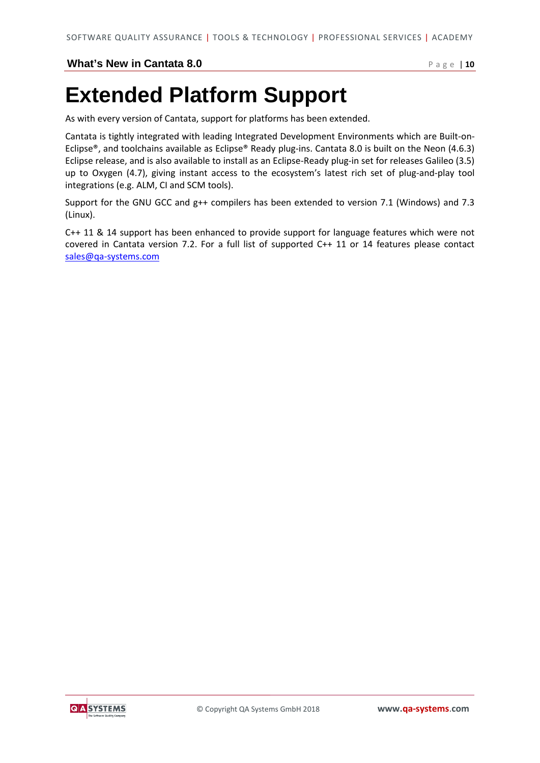# Extended Platform Support

As with every version of Cantata, support for platforms has been extended.

Cantata is tightly integrated with leading Integrated Development Environments which are Built-on-Eclipse®, and toolchains available as Eclipse® Ready plug-ins. Cantata 8.0 is built on the Neon (4.6.3) Eclipse release, and is also available to install as an Eclipse-Ready plug-in set for releases Galileo (3.5) up to Oxygen (4.7), giving instant access to the ecosystem's latest rich set of plug-and-play tool integrations (e.g. ALM, CI and SCM tools).

Support for the GNU GCC and g++ compilers has been extended to version 7.1 (Windows) and 7.3 (Linux).

C++ 11 & 14 support has been enhanced to provide support for language features which were not covered in Cantata version 7.2. For a full list of supported C++ 11 or 14 features please contact sales@qa-systems.com